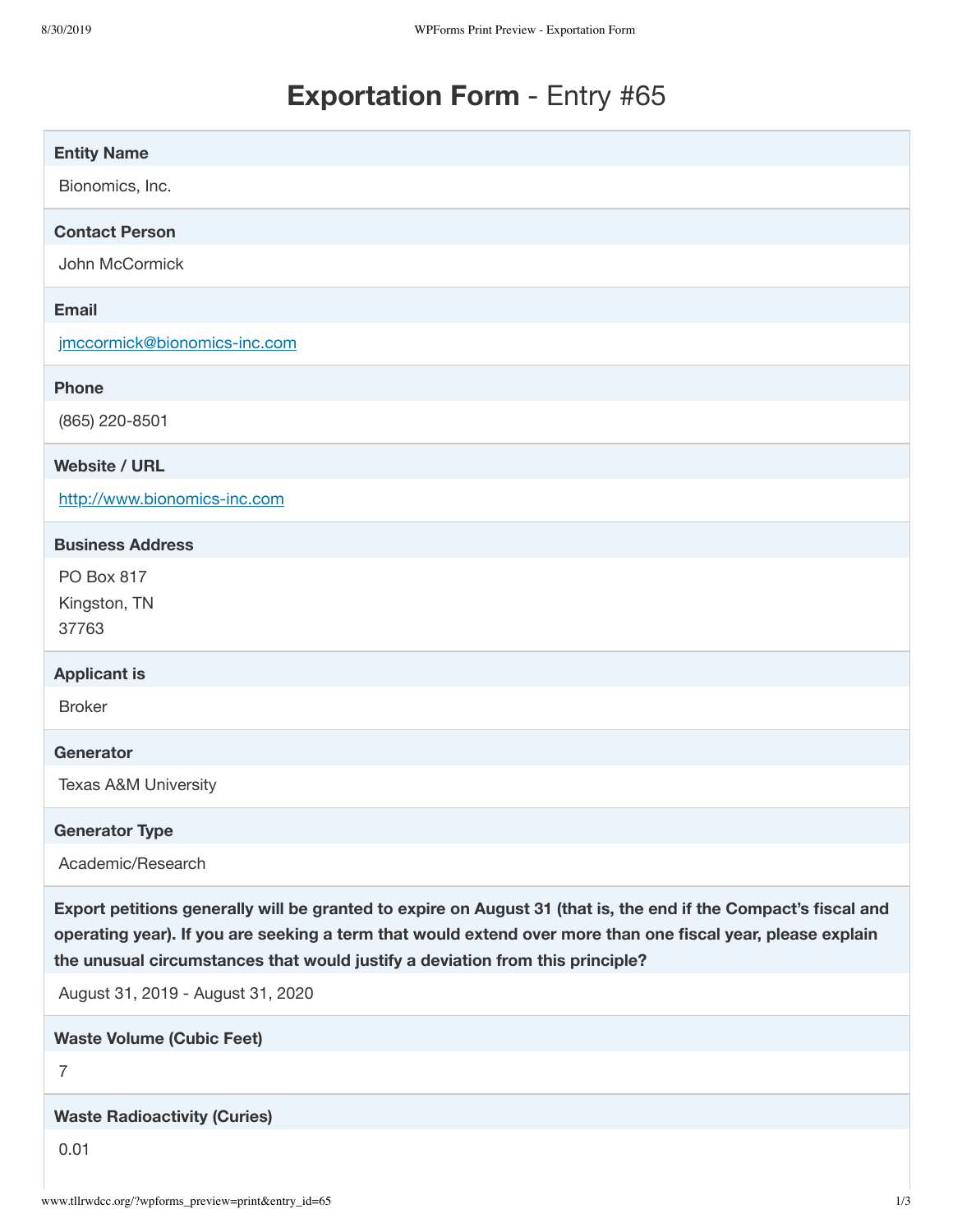# **Exportation Form** - Entry #65

**Entity Name**

Bionomics, Inc.

**Contact Person**

John McCormick

**Email**

jmccormick@bionomics-inc.com

**Phone**

(865) 220-8501

**Website / URL**

http://www.bionomics-inc.com

**Business Address**

PO Box 817
Kingston, TN
37763

**Applicant is**

Broker

**Generator**

Texas A&M University

**Generator Type**

Academic/Research

**Export petitions generally will be granted to expire on August 31 (that is, the end if the Compact's fiscal and operating year). If you are seeking a term that would extend over more than one fiscal year, please explain the unusual circumstances that would justify a deviation from this principle?**

August 31, 2019 - August 31, 2020

**Waste Volume (Cubic Feet)**

7

**Waste Radioactivity (Curies)**

0.01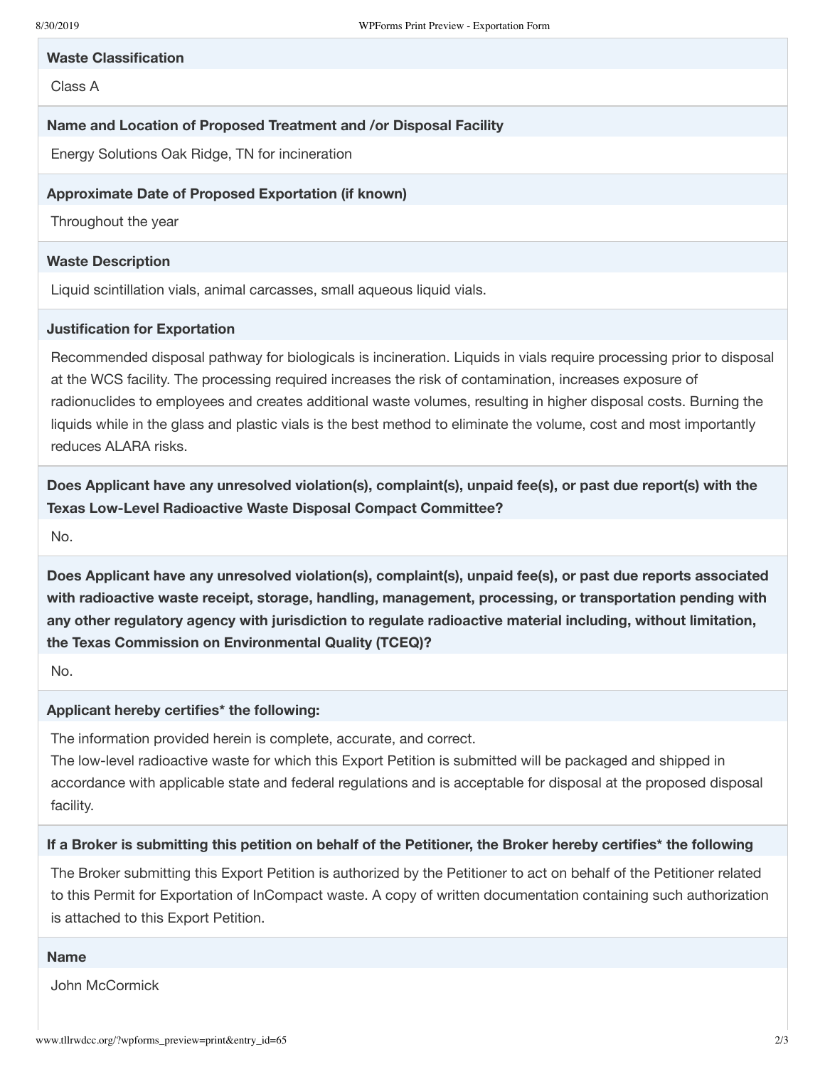**Waste Classification**

Class A

**Name and Location of Proposed Treatment and /or Disposal Facility**

Energy Solutions Oak Ridge, TN for incineration

**Approximate Date of Proposed Exportation (if known)**

Throughout the year

**Waste Description**

Liquid scintillation vials, animal carcasses, small aqueous liquid vials.

**Justification for Exportation**

Recommended disposal pathway for biologicals is incineration. Liquids in vials require processing prior to disposal at the WCS facility. The processing required increases the risk of contamination, increases exposure of radionuclides to employees and creates additional waste volumes, resulting in higher disposal costs. Burning the liquids while in the glass and plastic vials is the best method to eliminate the volume, cost and most importantly reduces ALARA risks.

**Does Applicant have any unresolved violation(s), complaint(s), unpaid fee(s), or past due report(s) with the Texas Low-Level Radioactive Waste Disposal Compact Committee?**

No.

**Does Applicant have any unresolved violation(s), complaint(s), unpaid fee(s), or past due reports associated with radioactive waste receipt, storage, handling, management, processing, or transportation pending with any other regulatory agency with jurisdiction to regulate radioactive material including, without limitation, the Texas Commission on Environmental Quality (TCEQ)?**

No.

**Applicant hereby certifies* the following:**

The information provided herein is complete, accurate, and correct.
The low-level radioactive waste for which this Export Petition is submitted will be packaged and shipped in accordance with applicable state and federal regulations and is acceptable for disposal at the proposed disposal facility.

**If a Broker is submitting this petition on behalf of the Petitioner, the Broker hereby certifies* the following**

The Broker submitting this Export Petition is authorized by the Petitioner to act on behalf of the Petitioner related to this Permit for Exportation of InCompact waste. A copy of written documentation containing such authorization is attached to this Export Petition.

**Name**

John McCormick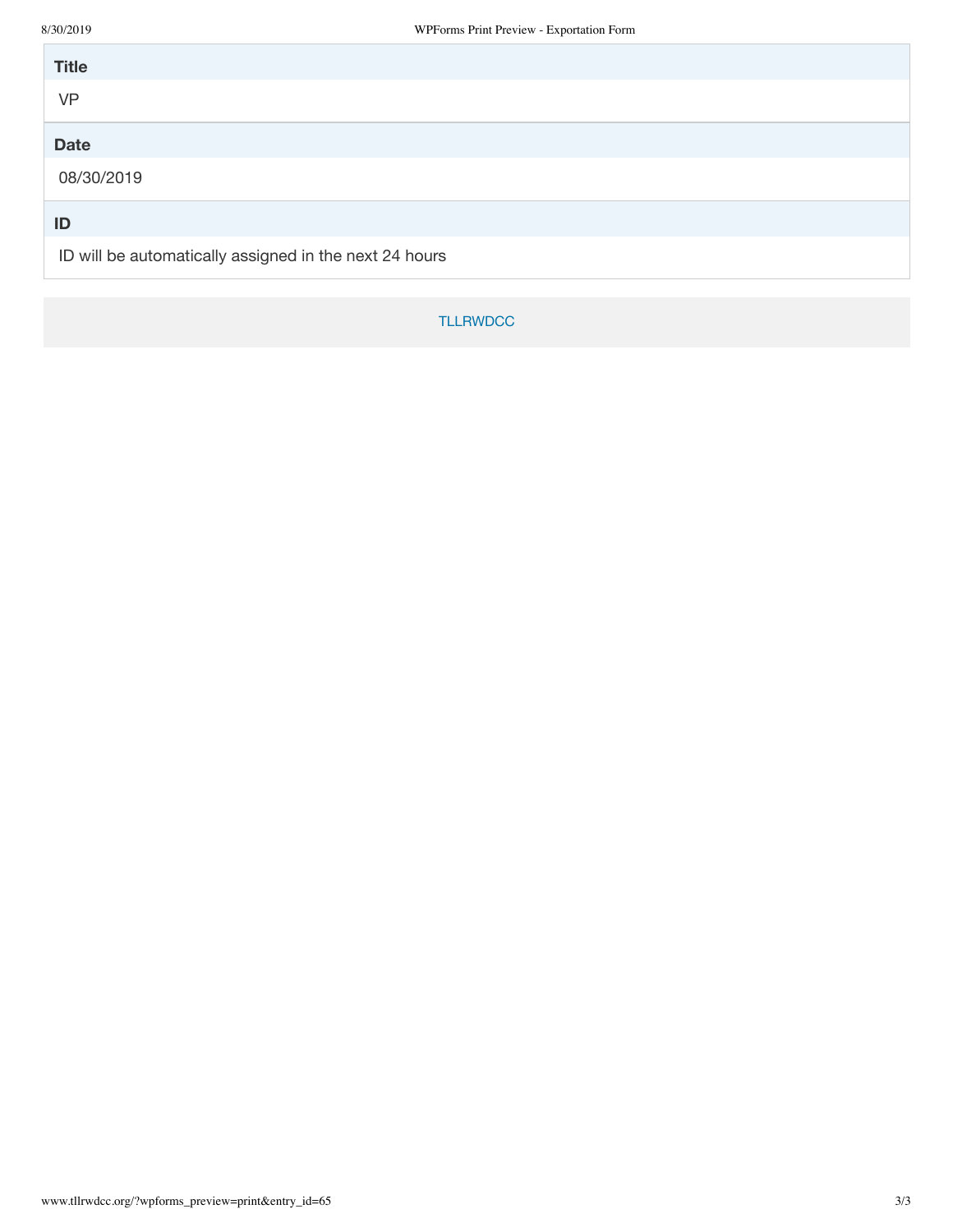**Title**

VP

**Date**

08/30/2019

**ID**

ID will be automatically assigned in the next 24 hours

TLLRWDCC